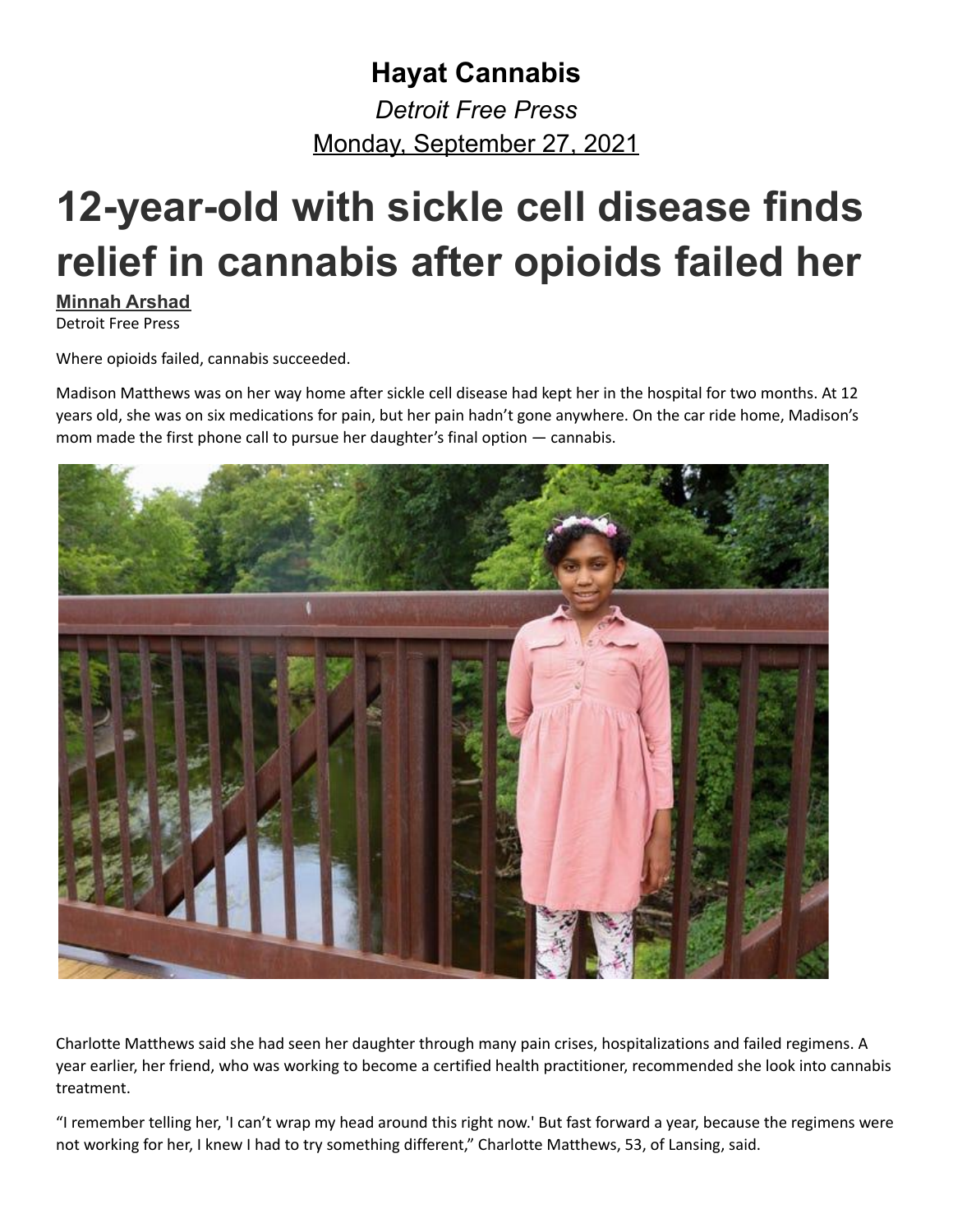**Hayat Cannabis**

*Detroit Free Press*

Monday, September 27, 2021

# 12-year-old with sickle cell disease finds relief in cannabis after opioids failed her

**Minnah Arshad**

Detroit Free Press

Where opioids failed, cannabis succeeded.

Madison Matthews was on her way home after sickle cell disease had kept her in the hospital for two months. At 12 years old, she was on six medications for pain, but her pain hadn't gone anywhere. On the car ride home, Madison's mom made the first phone call to pursue her daughter's final option — cannabis.

Charlotte Matthews said she had seen her daughter through many pain crises, hospitalizations and failed regimens. A year earlier, her friend, who was working to become a certified health practitioner, recommended she look into cannabis treatment.

"I remember telling her, 'I can't wrap my head around this right now.' But fast forward a year, because the regimens were not working for her, I knew I had to try something different," Charlotte Matthews, 53, of Lansing, said.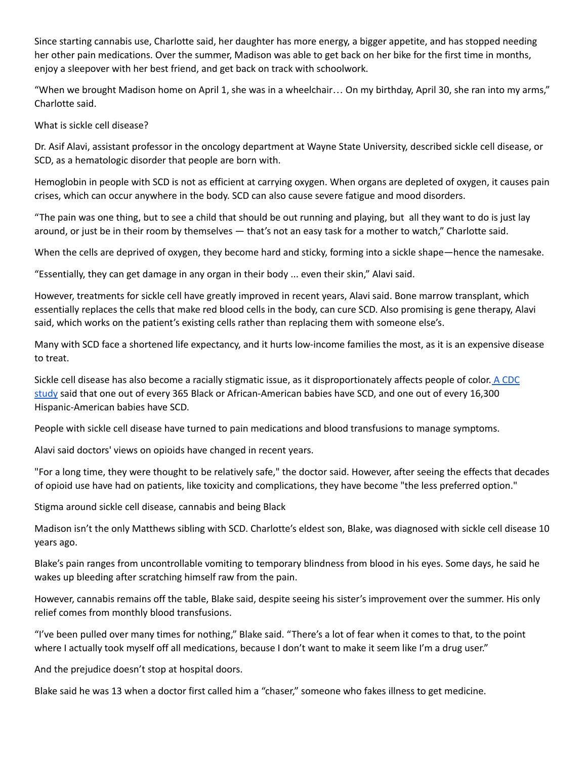Since starting cannabis use, Charlotte said, her daughter has more energy, a bigger appetite, and has stopped needing her other pain medications. Over the summer, Madison was able to get back on her bike for the first time in months, enjoy a sleepover with her best friend, and get back on track with schoolwork.

"When we brought Madison home on April 1, she was in a wheelchair… On my birthday, April 30, she ran into my arms," Charlotte said.

## What is sickle cell disease?

Dr. Asif Alavi, assistant professor in the oncology department at Wayne State University, described sickle cell disease, or SCD, as a hematologic disorder that people are born with.

Hemoglobin in people with SCD is not as efficient at carrying oxygen. When organs are depleted of oxygen, it causes pain crises, which can occur anywhere in the body. SCD can also cause severe fatigue and mood disorders.

"The pain was one thing, but to see a child that should be out running and playing, but all they want to do is just lay around, or just be in their room by themselves — that's not an easy task for a mother to watch," Charlotte said.

When the cells are deprived of oxygen, they become hard and sticky, forming into a sickle shape—hence the namesake.

"Essentially, they can get damage in any organ in their body ... even their skin," Alavi said.

However, treatments for sickle cell have greatly improved in recent years, Alavi said. Bone marrow transplant, which essentially replaces the cells that make red blood cells in the body, can cure SCD. Also promising is gene therapy, Alavi said, which works on the patient's existing cells rather than replacing them with someone else's.

Many with SCD face a shortened life expectancy, and it hurts low-income families the most, as it is an expensive disease to treat.

Sickle cell disease has also become a racially stigmatic issue, as it disproportionately affects people of color. A CDC study said that one out of every 365 Black or African-American babies have SCD, and one out of every 16,300 Hispanic-American babies have SCD.

People with sickle cell disease have turned to pain medications and blood transfusions to manage symptoms.

Alavi said doctors' views on opioids have changed in recent years.

"For a long time, they were thought to be relatively safe," the doctor said. However, after seeing the effects that decades of opioid use have had on patients, like toxicity and complications, they have become "the less preferred option."

## Stigma around sickle cell disease, cannabis and being Black

Madison isn't the only Matthews sibling with SCD. Charlotte's eldest son, Blake, was diagnosed with sickle cell disease 10 years ago.

Blake's pain ranges from uncontrollable vomiting to temporary blindness from blood in his eyes. Some days, he said he wakes up bleeding after scratching himself raw from the pain.

However, cannabis remains off the table, Blake said, despite seeing his sister's improvement over the summer. His only relief comes from monthly blood transfusions.

"I've been pulled over many times for nothing," Blake said. "There's a lot of fear when it comes to that, to the point where I actually took myself off all medications, because I don't want to make it seem like I'm a drug user."

And the prejudice doesn't stop at hospital doors.

Blake said he was 13 when a doctor first called him a "chaser," someone who fakes illness to get medicine.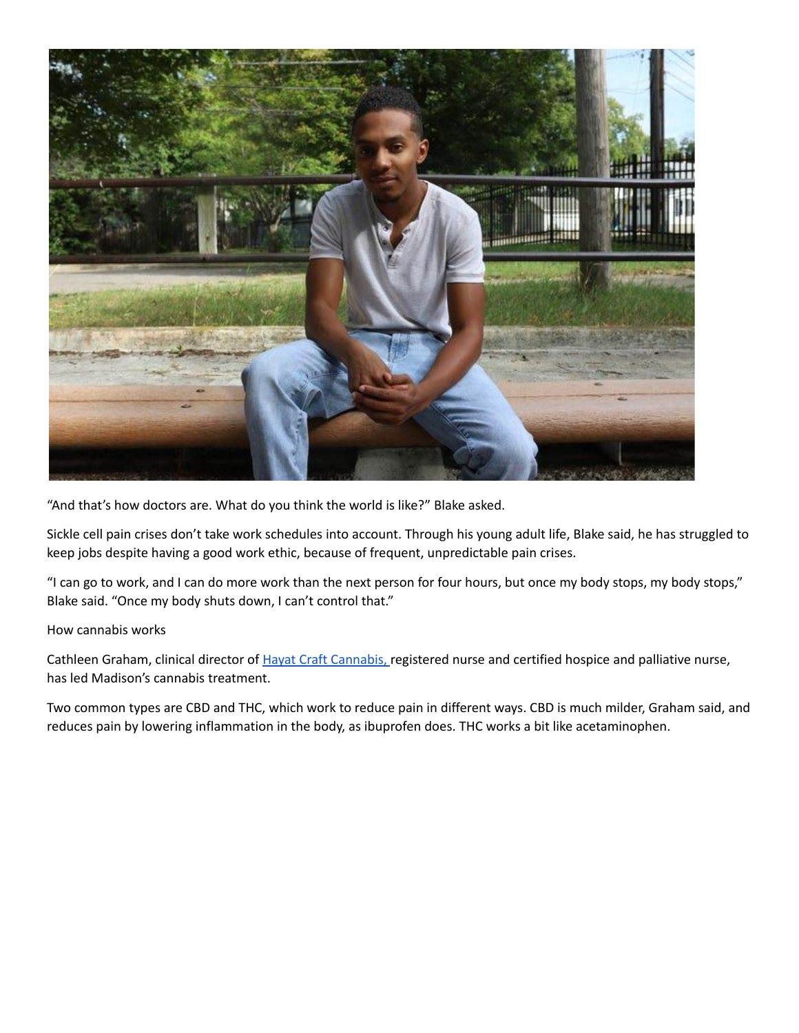"And that's how doctors are. What do you think the world is like?" Blake asked.

Sickle cell pain crises don't take work schedules into account. Through his young adult life, Blake said, he has struggled to keep jobs despite having a good work ethic, because of frequent, unpredictable pain crises.

"I can go to work, and I can do more work than the next person for four hours, but once my body stops, my body stops," Blake said. "Once my body shuts down, I can't control that."

## How cannabis works

Cathleen Graham, clinical director of [Hayat Craft Cannabis,] registered nurse and certified hospice and palliative nurse, has led Madison's cannabis treatment.

Two common types are CBD and THC, which work to reduce pain in different ways. CBD is much milder, Graham said, and reduces pain by lowering inflammation in the body, as ibuprofen does. THC works a bit like acetaminophen.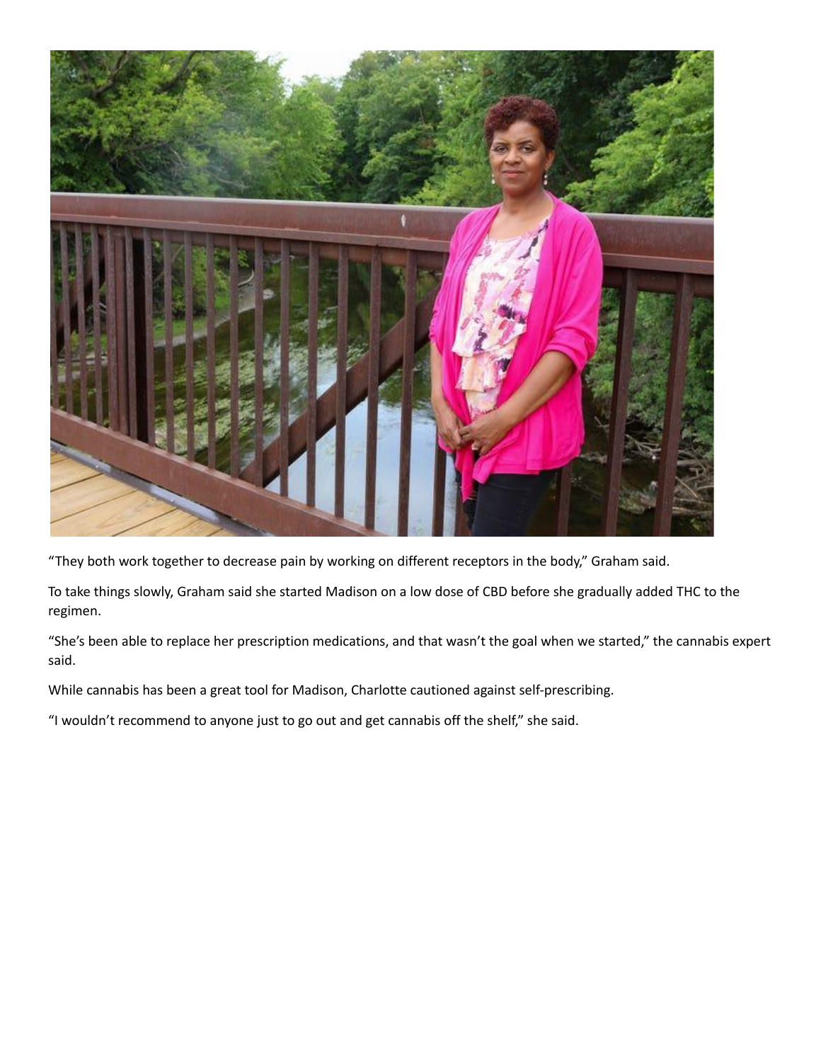"They both work together to decrease pain by working on different receptors in the body," Graham said.

To take things slowly, Graham said she started Madison on a low dose of CBD before she gradually added THC to the regimen.

"She's been able to replace her prescription medications, and that wasn't the goal when we started," the cannabis expert said.

While cannabis has been a great tool for Madison, Charlotte cautioned against self-prescribing.

"I wouldn't recommend to anyone just to go out and get cannabis off the shelf," she said.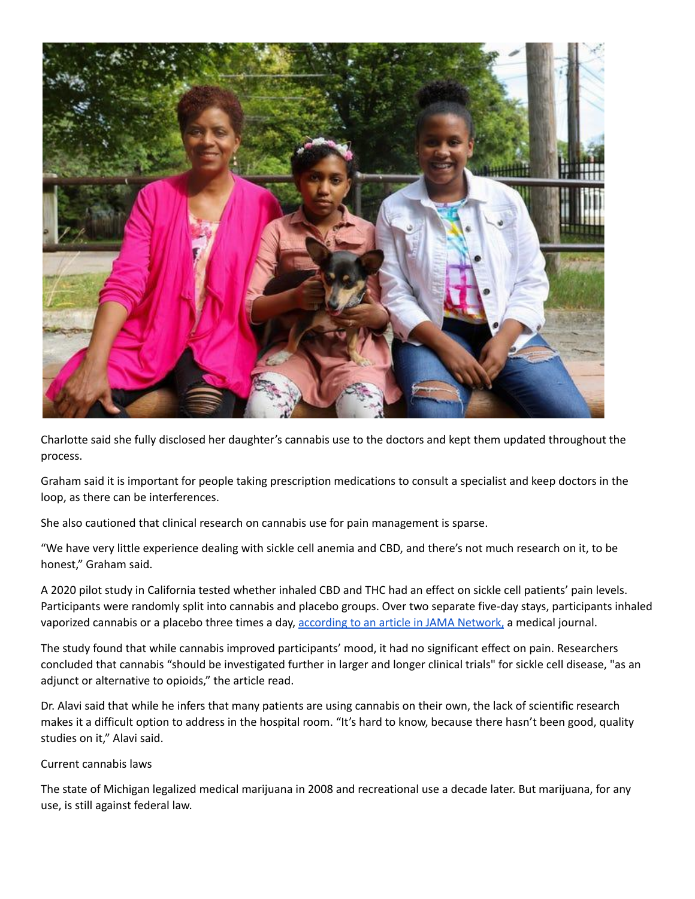Charlotte said she fully disclosed her daughter's cannabis use to the doctors and kept them updated throughout the process.

Graham said it is important for people taking prescription medications to consult a specialist and keep doctors in the loop, as there can be interferences.

She also cautioned that clinical research on cannabis use for pain management is sparse.

"We have very little experience dealing with sickle cell anemia and CBD, and there's not much research on it, to be honest," Graham said.

A 2020 pilot study in California tested whether inhaled CBD and THC had an effect on sickle cell patients' pain levels. Participants were randomly split into cannabis and placebo groups. Over two separate five-day stays, participants inhaled vaporized cannabis or a placebo three times a day, [according to an article in JAMA Network,](#) a medical journal.

The study found that while cannabis improved participants' mood, it had no significant effect on pain. Researchers concluded that cannabis "should be investigated further in larger and longer clinical trials" for sickle cell disease, "as an adjunct or alternative to opioids," the article read.

Dr. Alavi said that while he infers that many patients are using cannabis on their own, the lack of scientific research makes it a difficult option to address in the hospital room. "It's hard to know, because there hasn't been good, quality studies on it," Alavi said.

Current cannabis laws

The state of Michigan legalized medical marijuana in 2008 and recreational use a decade later. But marijuana, for any use, is still against federal law.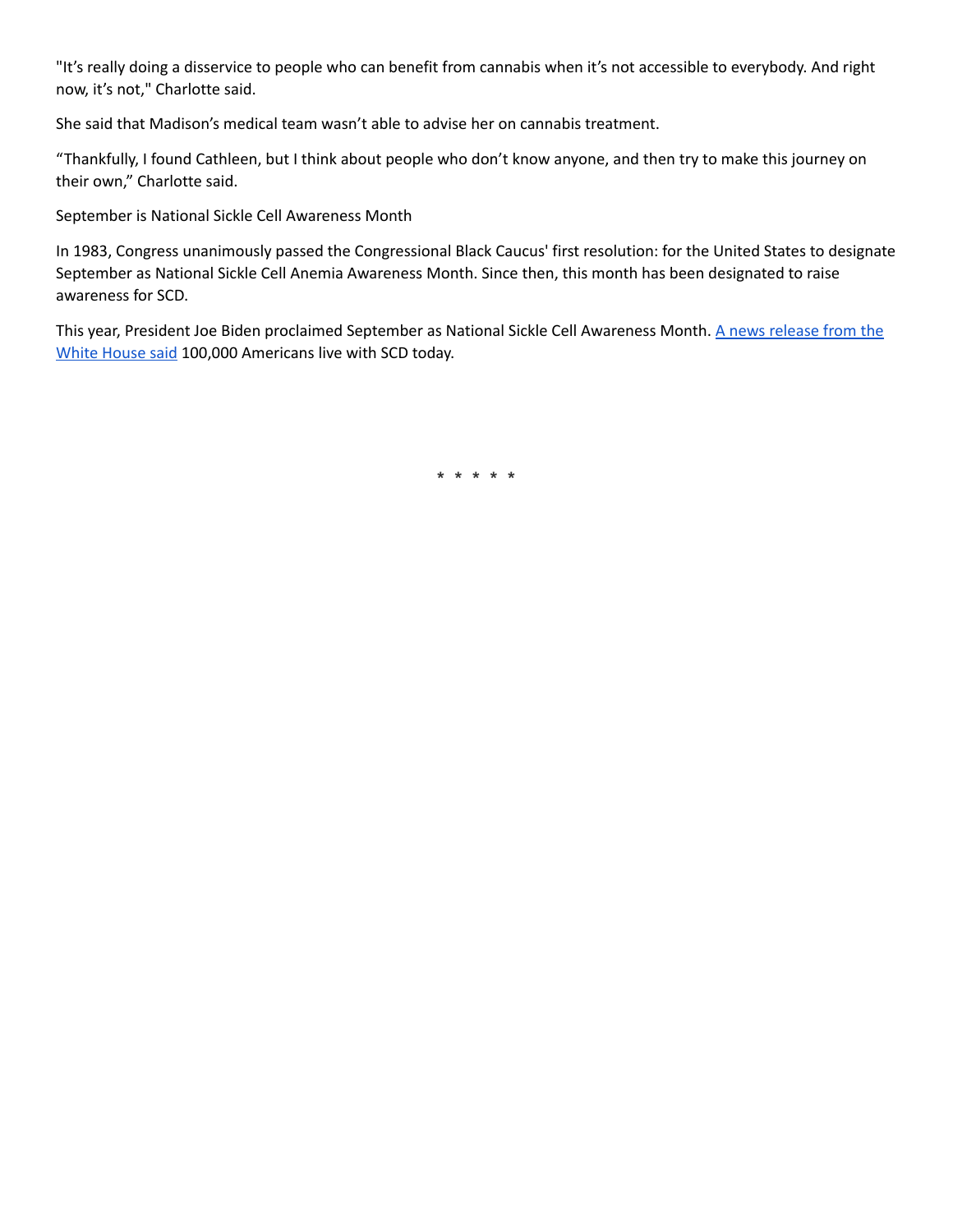"It's really doing a disservice to people who can benefit from cannabis when it's not accessible to everybody. And right now, it's not," Charlotte said.

She said that Madison's medical team wasn't able to advise her on cannabis treatment.

"Thankfully, I found Cathleen, but I think about people who don't know anyone, and then try to make this journey on their own," Charlotte said.

September is National Sickle Cell Awareness Month

In 1983, Congress unanimously passed the Congressional Black Caucus' first resolution: for the United States to designate September as National Sickle Cell Anemia Awareness Month. Since then, this month has been designated to raise awareness for SCD.

This year, President Joe Biden proclaimed September as National Sickle Cell Awareness Month. A news release from the White House said 100,000 Americans live with SCD today.

\* \* \* \* \*